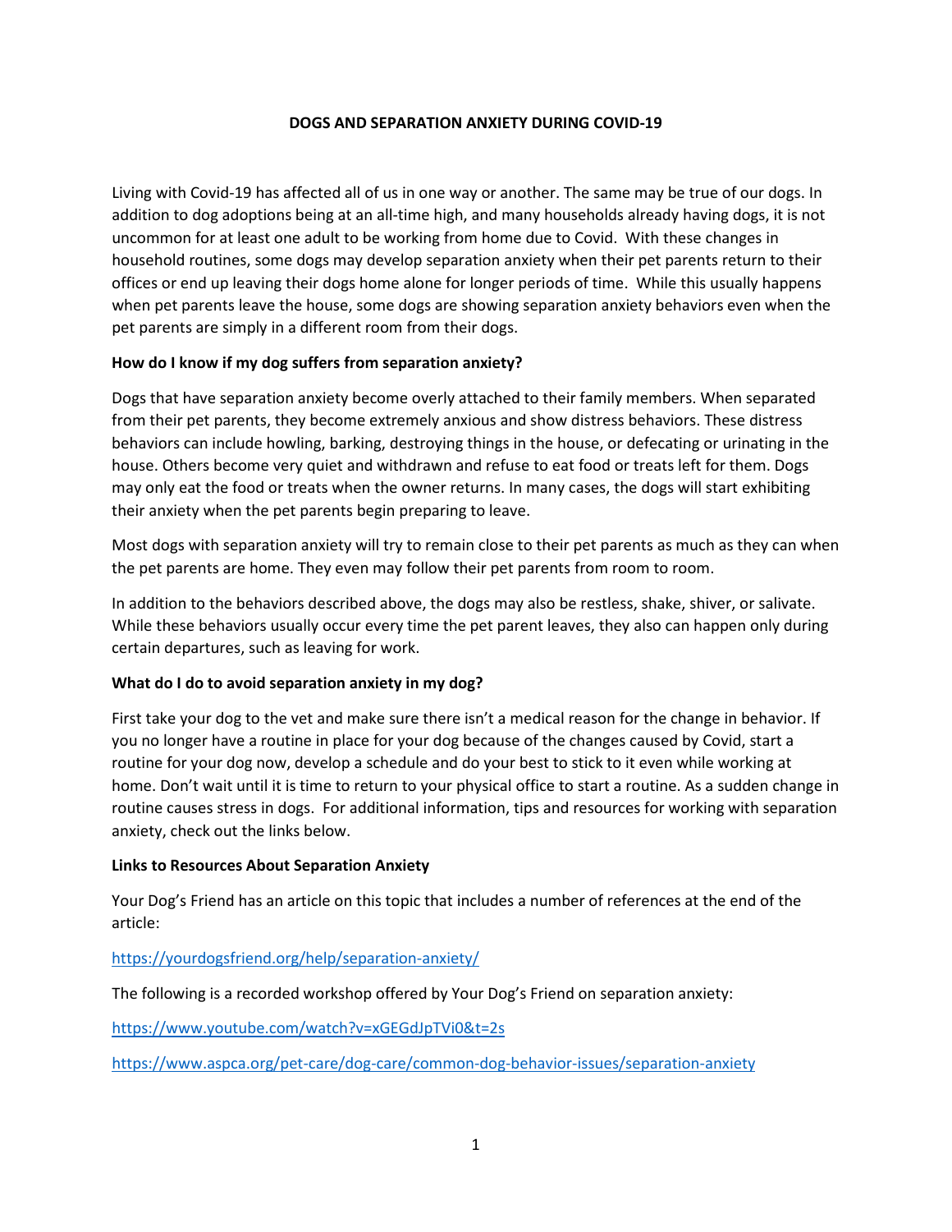# DOGS AND SEPARATION ANXIETY DURING COVID-19

Living with Covid-19 has affected all of us in one way or another. The same may be true of our dogs. In addition to dog adoptions being at an all-time high, and many households already having dogs, it is not uncommon for at least one adult to be working from home due to Covid. With these changes in household routines, some dogs may develop separation anxiety when their pet parents return to their offices or end up leaving their dogs home alone for longer periods of time. While this usually happens when pet parents leave the house, some dogs are showing separation anxiety behaviors even when the pet parents are simply in a different room from their dogs.

**How do I know if my dog suffers from separation anxiety?**

Dogs that have separation anxiety become overly attached to their family members. When separated from their pet parents, they become extremely anxious and show distress behaviors. These distress behaviors can include howling, barking, destroying things in the house, or defecating or urinating in the house. Others become very quiet and withdrawn and refuse to eat food or treats left for them. Dogs may only eat the food or treats when the owner returns. In many cases, the dogs will start exhibiting their anxiety when the pet parents begin preparing to leave.

Most dogs with separation anxiety will try to remain close to their pet parents as much as they can when the pet parents are home. They even may follow their pet parents from room to room.

In addition to the behaviors described above, the dogs may also be restless, shake, shiver, or salivate. While these behaviors usually occur every time the pet parent leaves, they also can happen only during certain departures, such as leaving for work.

**What do I do to avoid separation anxiety in my dog?**

First take your dog to the vet and make sure there isn't a medical reason for the change in behavior. If you no longer have a routine in place for your dog because of the changes caused by Covid, start a routine for your dog now, develop a schedule and do your best to stick to it even while working at home. Don't wait until it is time to return to your physical office to start a routine. As a sudden change in routine causes stress in dogs. For additional information, tips and resources for working with separation anxiety, check out the links below.

**Links to Resources About Separation Anxiety**

Your Dog's Friend has an article on this topic that includes a number of references at the end of the article:

https://yourdogsfriend.org/help/separation-anxiety/

The following is a recorded workshop offered by Your Dog's Friend on separation anxiety:

https://www.youtube.com/watch?v=xGEGdJpTVi0&t=2s

https://www.aspca.org/pet-care/dog-care/common-dog-behavior-issues/separation-anxiety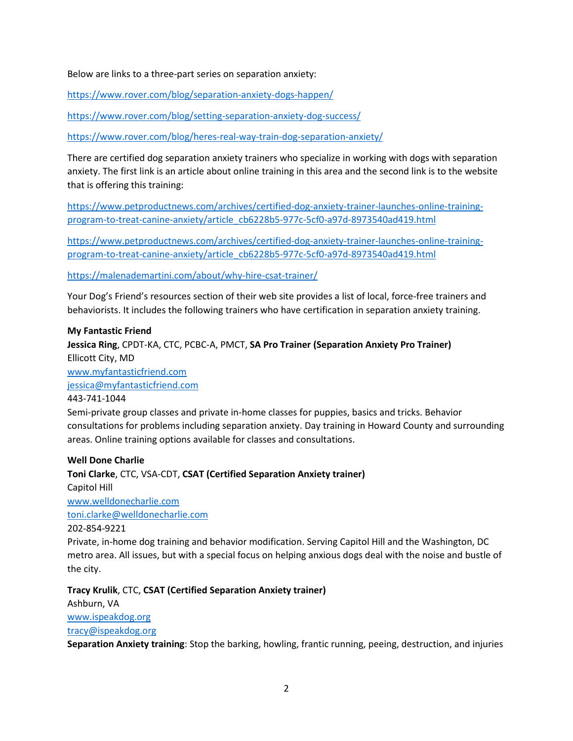Below are links to a three-part series on separation anxiety:

https://www.rover.com/blog/separation-anxiety-dogs-happen/

https://www.rover.com/blog/setting-separation-anxiety-dog-success/

https://www.rover.com/blog/heres-real-way-train-dog-separation-anxiety/

There are certified dog separation anxiety trainers who specialize in working with dogs with separation anxiety. The first link is an article about online training in this area and the second link is to the website that is offering this training:

https://www.petproductnews.com/archives/certified-dog-anxiety-trainer-launches-online-training-program-to-treat-canine-anxiety/article_cb6228b5-977c-5cf0-a97d-8973540ad419.html

https://www.petproductnews.com/archives/certified-dog-anxiety-trainer-launches-online-training-program-to-treat-canine-anxiety/article_cb6228b5-977c-5cf0-a97d-8973540ad419.html

https://malenademartini.com/about/why-hire-csat-trainer/

Your Dog's Friend's resources section of their web site provides a list of local, force-free trainers and behaviorists. It includes the following trainers who have certification in separation anxiety training.

**My Fantastic Friend**  
**Jessica Ring**, CPDT-KA, CTC, PCBC-A, PMCT, **SA Pro Trainer (Separation Anxiety Pro Trainer)**  
Ellicott City, MD  
www.myfantasticfriend.com  
jessica@myfantasticfriend.com  
443-741-1044  
Semi-private group classes and private in-home classes for puppies, basics and tricks. Behavior consultations for problems including separation anxiety. Day training in Howard County and surrounding areas. Online training options available for classes and consultations.

**Well Done Charlie**  
**Toni Clarke**, CTC, VSA-CDT, **CSAT (Certified Separation Anxiety trainer)**  
Capitol Hill  
www.welldonecharlie.com  
toni.clarke@welldonecharlie.com  
202-854-9221  
Private, in-home dog training and behavior modification. Serving Capitol Hill and the Washington, DC metro area. All issues, but with a special focus on helping anxious dogs deal with the noise and bustle of the city.

**Tracy Krulik**, CTC, **CSAT (Certified Separation Anxiety trainer)**  
Ashburn, VA  
www.ispeakdog.org  
tracy@ispeakdog.org  
**Separation Anxiety training**: Stop the barking, howling, frantic running, peeing, destruction, and injuries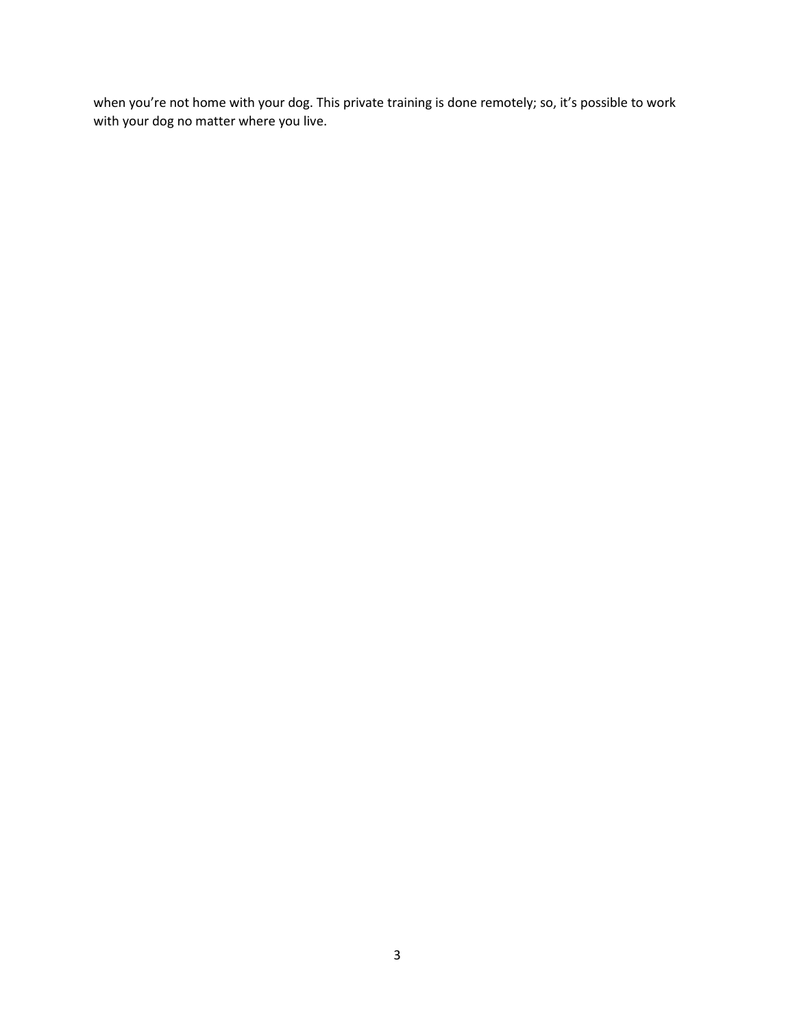when you're not home with your dog. This private training is done remotely; so, it's possible to work with your dog no matter where you live.